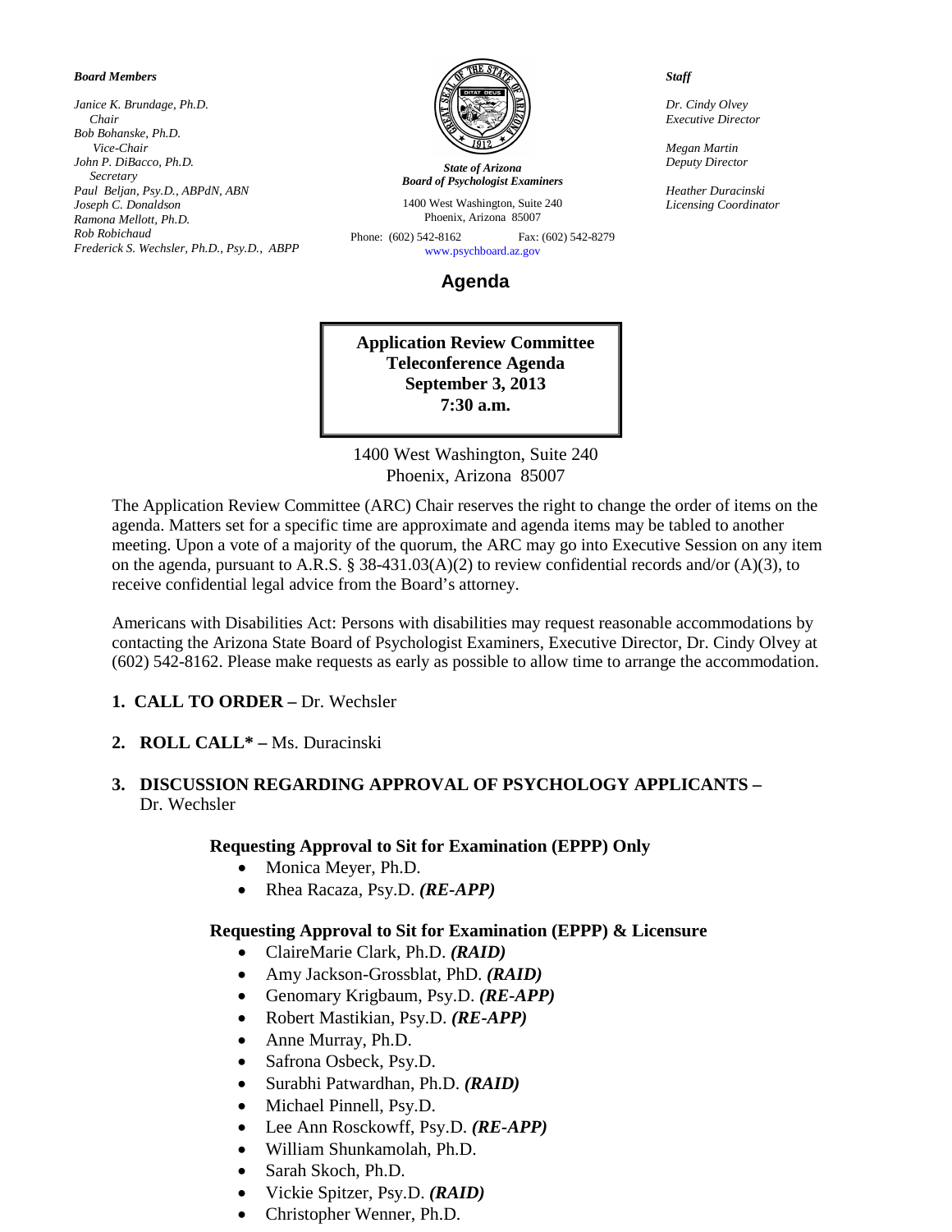***Board Members***

*Janice K. Brundage, Ph.D.*
*Chair*
*Bob Bohanske, Ph.D.*
*Vice-Chair*
*John P. DiBacco, Ph.D.*
*Secretary*
*Paul Beljan, Psy.D., ABPdN, ABN*
*Joseph C. Donaldson*
*Ramona Mellott, Ph.D.*
*Rob Robichaud*
*Frederick S. Wechsler, Ph.D., Psy.D., ABPP*

***State of Arizona***
***Board of Psychologist Examiners***

1400 West Washington, Suite 240
Phoenix, Arizona 85007
Phone: (602) 542-8162 Fax: (602) 542-8279
www.psychboard.az.gov

***Staff***

*Dr. Cindy Olvey*
*Executive Director*

*Megan Martin*
*Deputy Director*

*Heather Duracinski*
*Licensing Coordinator*

# Agenda

**Application Review Committee**
**Teleconference Agenda**
**September 3, 2013**
**7:30 a.m.**

1400 West Washington, Suite 240
Phoenix, Arizona 85007

The Application Review Committee (ARC) Chair reserves the right to change the order of items on the agenda. Matters set for a specific time are approximate and agenda items may be tabled to another meeting. Upon a vote of a majority of the quorum, the ARC may go into Executive Session on any item on the agenda, pursuant to A.R.S. § 38-431.03(A)(2) to review confidential records and/or (A)(3), to receive confidential legal advice from the Board's attorney.

Americans with Disabilities Act: Persons with disabilities may request reasonable accommodations by contacting the Arizona State Board of Psychologist Examiners, Executive Director, Dr. Cindy Olvey at (602) 542-8162. Please make requests as early as possible to allow time to arrange the accommodation.

1. **CALL TO ORDER –** Dr. Wechsler

2. **ROLL CALL* –** Ms. Duracinski

3. **DISCUSSION REGARDING APPROVAL OF PSYCHOLOGY APPLICANTS –** Dr. Wechsler

**Requesting Approval to Sit for Examination (EPPP) Only**

- Monica Meyer, Ph.D.
- Rhea Racaza, Psy.D. ***(RE-APP)***

**Requesting Approval to Sit for Examination (EPPP) & Licensure**

- ClaireMarie Clark, Ph.D. ***(RAID)***
- Amy Jackson-Grossblat, PhD. ***(RAID)***
- Genomary Krigbaum, Psy.D. ***(RE-APP)***
- Robert Mastikian, Psy.D. ***(RE-APP)***
- Anne Murray, Ph.D.
- Safrona Osbeck, Psy.D.
- Surabhi Patwardhan, Ph.D. ***(RAID)***
- Michael Pinnell, Psy.D.
- Lee Ann Rosckowff, Psy.D. ***(RE-APP)***
- William Shunkamolah, Ph.D.
- Sarah Skoch, Ph.D.
- Vickie Spitzer, Psy.D. ***(RAID)***
- Christopher Wenner, Ph.D.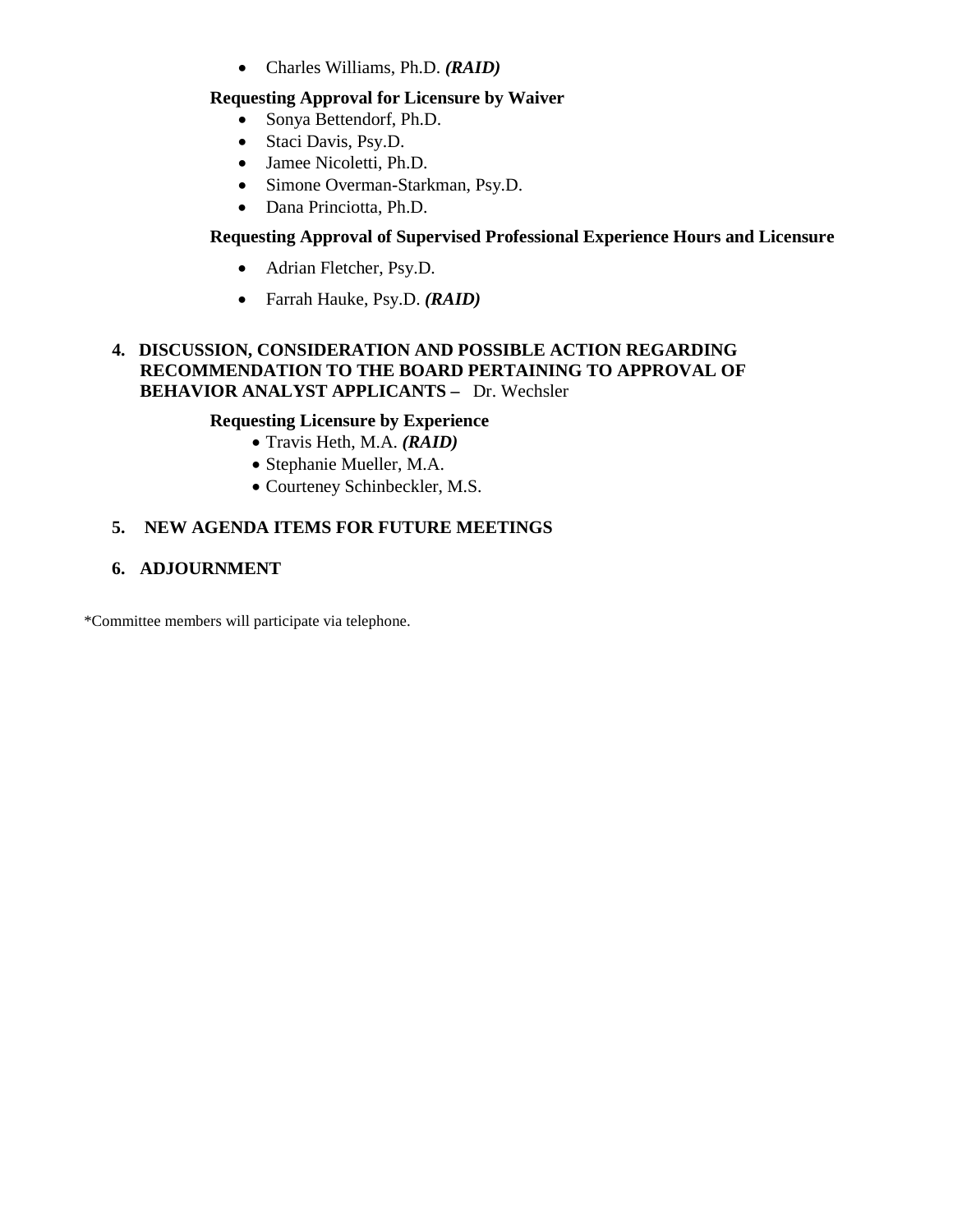- Charles Williams, Ph.D. ***(RAID)***

**Requesting Approval for Licensure by Waiver**

- Sonya Bettendorf, Ph.D.
- Staci Davis, Psy.D.
- Jamee Nicoletti, Ph.D.
- Simone Overman-Starkman, Psy.D.
- Dana Princiotta, Ph.D.

**Requesting Approval of Supervised Professional Experience Hours and Licensure**

- Adrian Fletcher, Psy.D.
- Farrah Hauke, Psy.D. ***(RAID)***

**4. DISCUSSION, CONSIDERATION AND POSSIBLE ACTION REGARDING RECOMMENDATION TO THE BOARD PERTAINING TO APPROVAL OF BEHAVIOR ANALYST APPLICANTS –** Dr. Wechsler

**Requesting Licensure by Experience**

- Travis Heth, M.A. ***(RAID)***
- Stephanie Mueller, M.A.
- Courteney Schinbeckler, M.S.

**5. NEW AGENDA ITEMS FOR FUTURE MEETINGS**

**6. ADJOURNMENT**

*Committee members will participate via telephone.